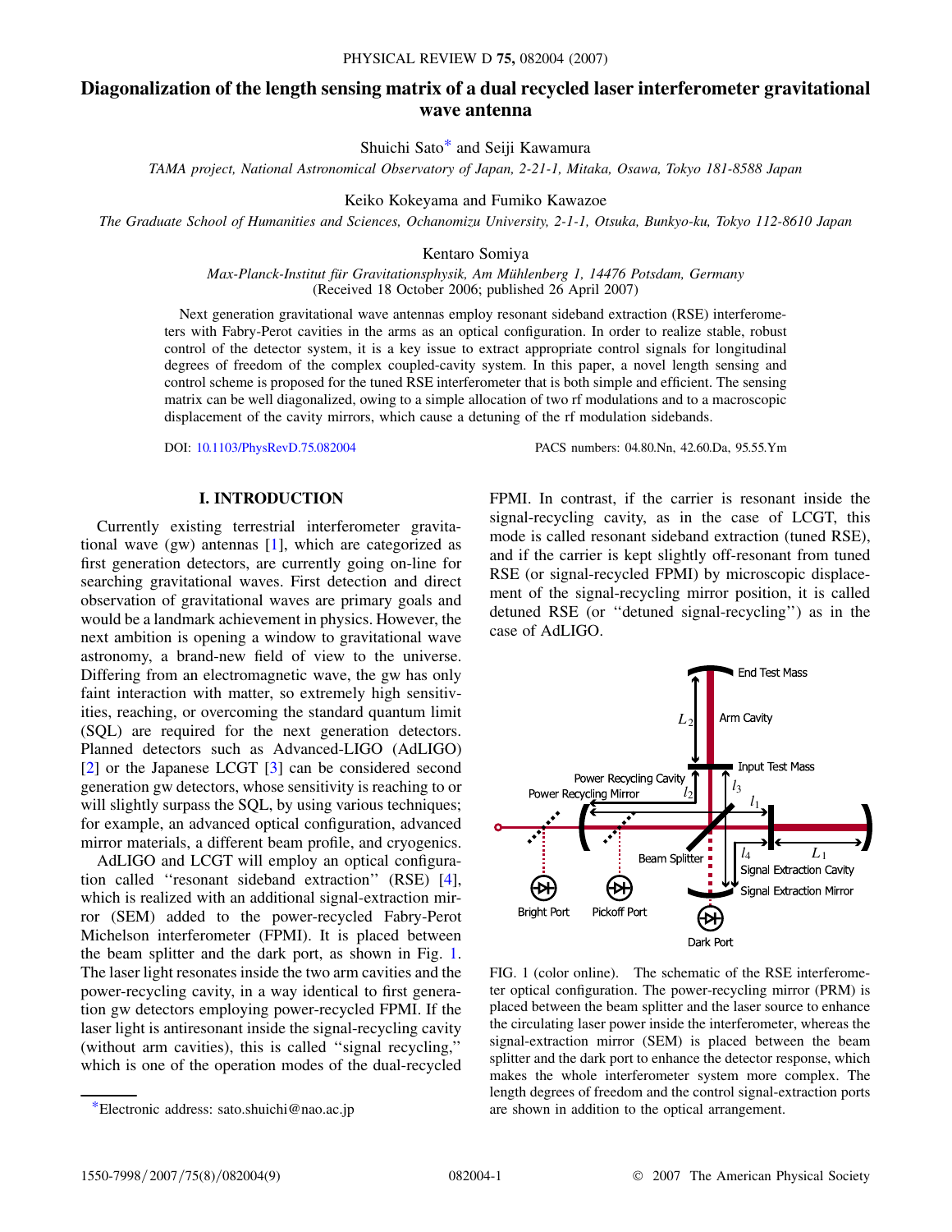# Diagonalization of the length sensing matrix of a dual recycled laser interferometer gravitational wave antenna

Shuichi Sato[*] and Seiji Kawamura

*TAMA project, National Astronomical Observatory of Japan, 2-21-1, Mitaka, Osawa, Tokyo 181-8588 Japan*

Keiko Kokeyama and Fumiko Kawazoe

*The Graduate School of Humanities and Sciences, Ochanomizu University, 2-1-1, Otsuka, Bunkyo-ku, Tokyo 112-8610 Japan*

Kentaro Somiya

*Max-Planck-Institut für Gravitationsphysik, Am Mühlenberg 1, 14476 Potsdam, Germany*
(Received 18 October 2006; published 26 April 2007)

Next generation gravitational wave antennas employ resonant sideband extraction (RSE) interferometers with Fabry-Perot cavities in the arms as an optical configuration. In order to realize stable, robust control of the detector system, it is a key issue to extract appropriate control signals for longitudinal degrees of freedom of the complex coupled-cavity system. In this paper, a novel length sensing and control scheme is proposed for the tuned RSE interferometer that is both simple and efficient. The sensing matrix can be well diagonalized, owing to a simple allocation of two rf modulations and to a macroscopic displacement of the cavity mirrors, which cause a detuning of the rf modulation sidebands.

DOI: 10.1103/PhysRevD.75.082004 PACS numbers: 04.80.Nn, 42.60.Da, 95.55.Ym

## I. INTRODUCTION

Currently existing terrestrial interferometer gravitational wave (gw) antennas [1], which are categorized as first generation detectors, are currently going on-line for searching gravitational waves. First detection and direct observation of gravitational waves are primary goals and would be a landmark achievement in physics. However, the next ambition is opening a window to gravitational wave astronomy, a brand-new field of view to the universe. Differing from an electromagnetic wave, the gw has only faint interaction with matter, so extremely high sensitivities, reaching, or overcoming the standard quantum limit (SQL) are required for the next generation detectors. Planned detectors such as Advanced-LIGO (AdLIGO) [2] or the Japanese LCGT [3] can be considered second generation gw detectors, whose sensitivity is reaching to or will slightly surpass the SQL, by using various techniques; for example, an advanced optical configuration, advanced mirror materials, a different beam profile, and cryogenics.

AdLIGO and LCGT will employ an optical configuration called "resonant sideband extraction" (RSE) [4], which is realized with an additional signal-extraction mirror (SEM) added to the power-recycled Fabry-Perot Michelson interferometer (FPMI). It is placed between the beam splitter and the dark port, as shown in Fig. 1. The laser light resonates inside the two arm cavities and the power-recycling cavity, in a way identical to first generation gw detectors employing power-recycled FPMI. If the laser light is antiresonant inside the signal-recycling cavity (without arm cavities), this is called "signal recycling," which is one of the operation modes of the dual-recycled FPMI. In contrast, if the carrier is resonant inside the signal-recycling cavity, as in the case of LCGT, this mode is called resonant sideband extraction (tuned RSE), and if the carrier is kept slightly off-resonant from tuned RSE (or signal-recycled FPMI) by microscopic displacement of the signal-recycling mirror position, it is called detuned RSE (or "detuned signal-recycling") as in the case of AdLIGO.

End Test Mass
$L_2$
Arm Cavity
Input Test Mass
Power Recycling Cavity
Power Recycling Mirror
$l_2$
$l_3$
$l_1$
$l_4$
$L_1$
Beam Splitter
Signal Extraction Cavity
Signal Extraction Mirror
Bright Port
Pickoff Port
Dark Port

FIG. 1 (color online). The schematic of the RSE interferometer optical configuration. The power-recycling mirror (PRM) is placed between the beam splitter and the laser source to enhance the circulating laser power inside the interferometer, whereas the signal-extraction mirror (SEM) is placed between the beam splitter and the dark port to enhance the detector response, which makes the whole interferometer system more complex. The length degrees of freedom and the control signal-extraction ports are shown in addition to the optical arrangement.

[*]Electronic address: sato.shuichi@nao.ac.jp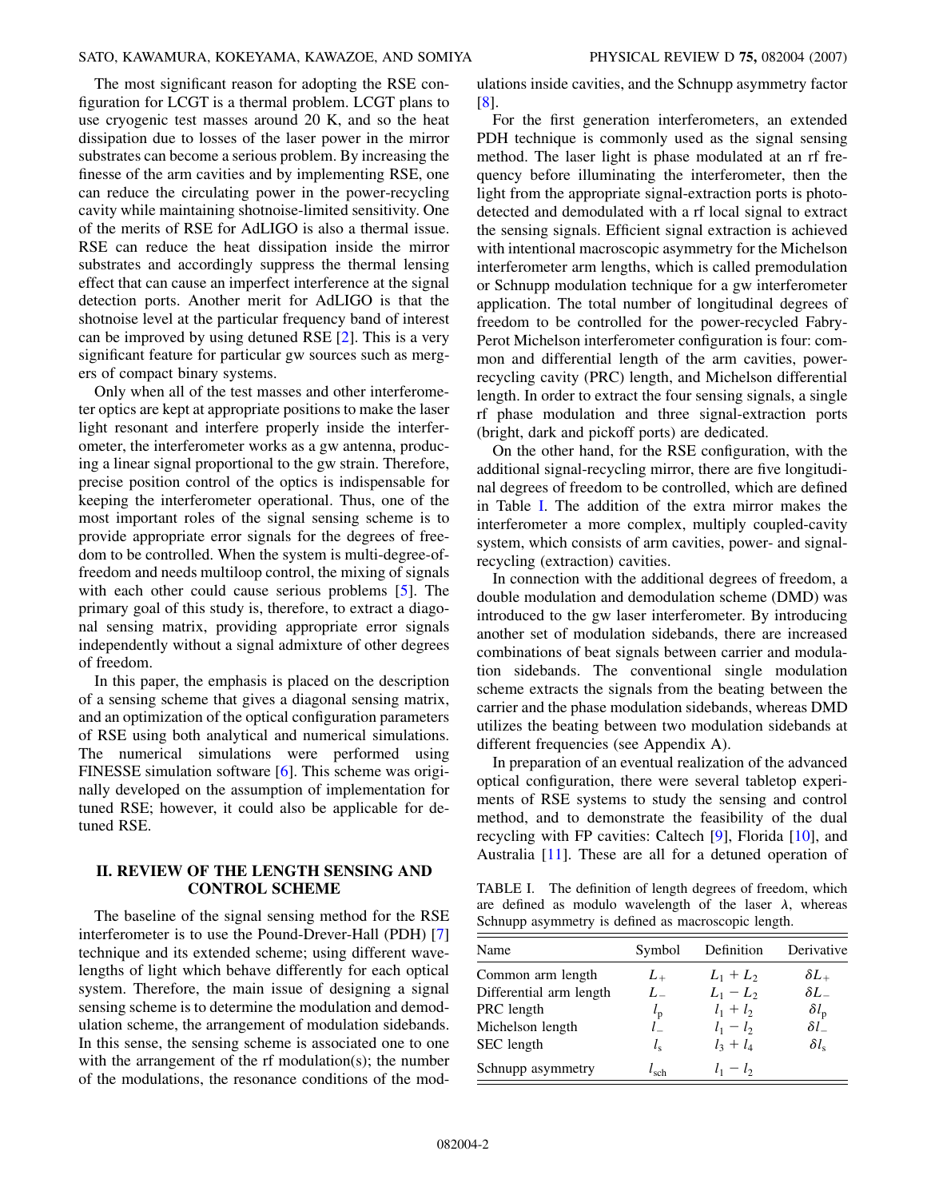The most significant reason for adopting the RSE configuration for LCGT is a thermal problem. LCGT plans to use cryogenic test masses around 20 K, and so the heat dissipation due to losses of the laser power in the mirror substrates can become a serious problem. By increasing the finesse of the arm cavities and by implementing RSE, one can reduce the circulating power in the power-recycling cavity while maintaining shotnoise-limited sensitivity. One of the merits of RSE for AdLIGO is also a thermal issue. RSE can reduce the heat dissipation inside the mirror substrates and accordingly suppress the thermal lensing effect that can cause an imperfect interference at the signal detection ports. Another merit for AdLIGO is that the shotnoise level at the particular frequency band of interest can be improved by using detuned RSE [2]. This is a very significant feature for particular gw sources such as mergers of compact binary systems.

Only when all of the test masses and other interferometer optics are kept at appropriate positions to make the laser light resonant and interfere properly inside the interferometer, the interferometer works as a gw antenna, producing a linear signal proportional to the gw strain. Therefore, precise position control of the optics is indispensable for keeping the interferometer operational. Thus, one of the most important roles of the signal sensing scheme is to provide appropriate error signals for the degrees of freedom to be controlled. When the system is multi-degree-of-freedom and needs multiloop control, the mixing of signals with each other could cause serious problems [5]. The primary goal of this study is, therefore, to extract a diagonal sensing matrix, providing appropriate error signals independently without a signal admixture of other degrees of freedom.

In this paper, the emphasis is placed on the description of a sensing scheme that gives a diagonal sensing matrix, and an optimization of the optical configuration parameters of RSE using both analytical and numerical simulations. The numerical simulations were performed using FINESSE simulation software [6]. This scheme was originally developed on the assumption of implementation for tuned RSE; however, it could also be applicable for detuned RSE.

## II. REVIEW OF THE LENGTH SENSING AND CONTROL SCHEME

The baseline of the signal sensing method for the RSE interferometer is to use the Pound-Drever-Hall (PDH) [7] technique and its extended scheme; using different wavelengths of light which behave differently for each optical system. Therefore, the main issue of designing a signal sensing scheme is to determine the modulation and demodulation scheme, the arrangement of modulation sidebands. In this sense, the sensing scheme is associated one to one with the arrangement of the rf modulation(s); the number of the modulations, the resonance conditions of the modulations inside cavities, and the Schnupp asymmetry factor [8].

For the first generation interferometers, an extended PDH technique is commonly used as the signal sensing method. The laser light is phase modulated at an rf frequency before illuminating the interferometer, then the light from the appropriate signal-extraction ports is photodetected and demodulated with a rf local signal to extract the sensing signals. Efficient signal extraction is achieved with intentional macroscopic asymmetry for the Michelson interferometer arm lengths, which is called premodulation or Schnupp modulation technique for a gw interferometer application. The total number of longitudinal degrees of freedom to be controlled for the power-recycled Fabry-Perot Michelson interferometer configuration is four: common and differential length of the arm cavities, power-recycling cavity (PRC) length, and Michelson differential length. In order to extract the four sensing signals, a single rf phase modulation and three signal-extraction ports (bright, dark and pickoff ports) are dedicated.

On the other hand, for the RSE configuration, with the additional signal-recycling mirror, there are five longitudinal degrees of freedom to be controlled, which are defined in Table I. The addition of the extra mirror makes the interferometer a more complex, multiply coupled-cavity system, which consists of arm cavities, power- and signal-recycling (extraction) cavities.

In connection with the additional degrees of freedom, a double modulation and demodulation scheme (DMD) was introduced to the gw laser interferometer. By introducing another set of modulation sidebands, there are increased combinations of beat signals between carrier and modulation sidebands. The conventional single modulation scheme extracts the signals from the beating between the carrier and the phase modulation sidebands, whereas DMD utilizes the beating between two modulation sidebands at different frequencies (see Appendix A).

In preparation of an eventual realization of the advanced optical configuration, there were several tabletop experiments of RSE systems to study the sensing and control method, and to demonstrate the feasibility of the dual recycling with FP cavities: Caltech [9], Florida [10], and Australia [11]. These are all for a detuned operation of

TABLE I. The definition of length degrees of freedom, which are defined as modulo wavelength of the laser $\lambda$, whereas Schnupp asymmetry is defined as macroscopic length.

| Name | Symbol | Definition | Derivative |
|---|---|---|---|
| Common arm length | $L_+$ | $L_1 + L_2$ | $\delta L_+$ |
| Differential arm length | $L_-$ | $L_1 - L_2$ | $\delta L_-$ |
| PRC length | $l_\mathrm{p}$ | $l_1 + l_2$ | $\delta l_\mathrm{p}$ |
| Michelson length | $l_-$ | $l_1 - l_2$ | $\delta l_-$ |
| SEC length | $l_\mathrm{s}$ | $l_3 + l_4$ | $\delta l_\mathrm{s}$ |
| Schnupp asymmetry | $l_\mathrm{sch}$ | $l_1 - l_2$ | |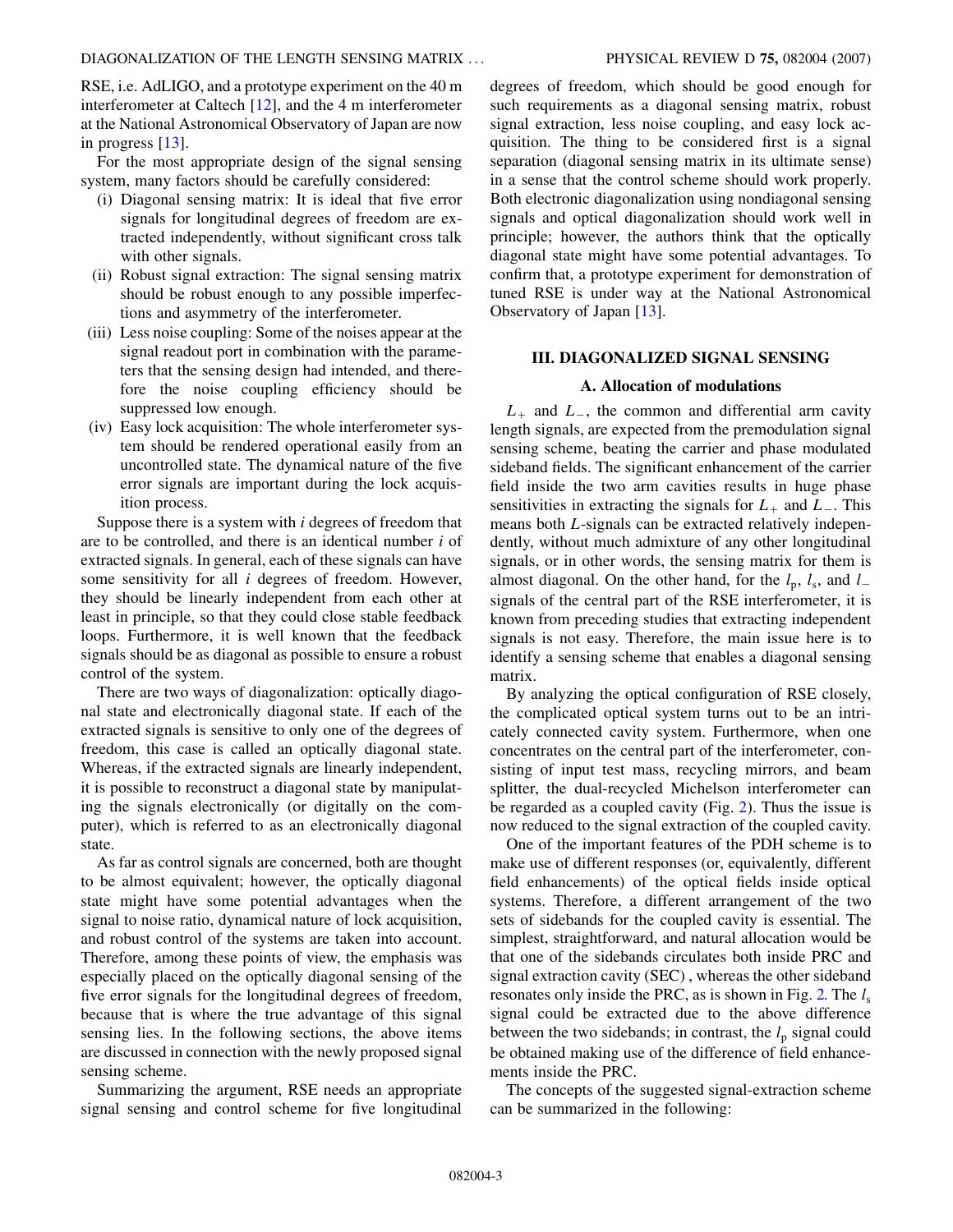RSE, i.e. AdLIGO, and a prototype experiment on the 40 m interferometer at Caltech [12], and the 4 m interferometer at the National Astronomical Observatory of Japan are now in progress [13].

For the most appropriate design of the signal sensing system, many factors should be carefully considered:

(i) Diagonal sensing matrix: It is ideal that five error signals for longitudinal degrees of freedom are extracted independently, without significant cross talk with other signals.

(ii) Robust signal extraction: The signal sensing matrix should be robust enough to any possible imperfections and asymmetry of the interferometer.

(iii) Less noise coupling: Some of the noises appear at the signal readout port in combination with the parameters that the sensing design had intended, and therefore the noise coupling efficiency should be suppressed low enough.

(iv) Easy lock acquisition: The whole interferometer system should be rendered operational easily from an uncontrolled state. The dynamical nature of the five error signals are important during the lock acquisition process.

Suppose there is a system with $i$ degrees of freedom that are to be controlled, and there is an identical number $i$ of extracted signals. In general, each of these signals can have some sensitivity for all $i$ degrees of freedom. However, they should be linearly independent from each other at least in principle, so that they could close stable feedback loops. Furthermore, it is well known that the feedback signals should be as diagonal as possible to ensure a robust control of the system.

There are two ways of diagonalization: optically diagonal state and electronically diagonal state. If each of the extracted signals is sensitive to only one of the degrees of freedom, this case is called an optically diagonal state. Whereas, if the extracted signals are linearly independent, it is possible to reconstruct a diagonal state by manipulating the signals electronically (or digitally on the computer), which is referred to as an electronically diagonal state.

As far as control signals are concerned, both are thought to be almost equivalent; however, the optically diagonal state might have some potential advantages when the signal to noise ratio, dynamical nature of lock acquisition, and robust control of the systems are taken into account. Therefore, among these points of view, the emphasis was especially placed on the optically diagonal sensing of the five error signals for the longitudinal degrees of freedom, because that is where the true advantage of this signal sensing lies. In the following sections, the above items are discussed in connection with the newly proposed signal sensing scheme.

Summarizing the argument, RSE needs an appropriate signal sensing and control scheme for five longitudinal degrees of freedom, which should be good enough for such requirements as a diagonal sensing matrix, robust signal extraction, less noise coupling, and easy lock acquisition. The thing to be considered first is a signal separation (diagonal sensing matrix in its ultimate sense) in a sense that the control scheme should work properly. Both electronic diagonalization using nondiagonal sensing signals and optical diagonalization should work well in principle; however, the authors think that the optically diagonal state might have some potential advantages. To confirm that, a prototype experiment for demonstration of tuned RSE is under way at the National Astronomical Observatory of Japan [13].

## III. DIAGONALIZED SIGNAL SENSING

### A. Allocation of modulations

$L_+$ and $L_-$, the common and differential arm cavity length signals, are expected from the premodulation signal sensing scheme, beating the carrier and phase modulated sideband fields. The significant enhancement of the carrier field inside the two arm cavities results in huge phase sensitivities in extracting the signals for $L_+$ and $L_-$. This means both $L$-signals can be extracted relatively independently, without much admixture of any other longitudinal signals, or in other words, the sensing matrix for them is almost diagonal. On the other hand, for the $l_\mathrm{p}$, $l_\mathrm{s}$, and $l_-$ signals of the central part of the RSE interferometer, it is known from preceding studies that extracting independent signals is not easy. Therefore, the main issue here is to identify a sensing scheme that enables a diagonal sensing matrix.

By analyzing the optical configuration of RSE closely, the complicated optical system turns out to be an intricately connected cavity system. Furthermore, when one concentrates on the central part of the interferometer, consisting of input test mass, recycling mirrors, and beam splitter, the dual-recycled Michelson interferometer can be regarded as a coupled cavity (Fig. 2). Thus the issue is now reduced to the signal extraction of the coupled cavity.

One of the important features of the PDH scheme is to make use of different responses (or, equivalently, different field enhancements) of the optical fields inside optical systems. Therefore, a different arrangement of the two sets of sidebands for the coupled cavity is essential. The simplest, straightforward, and natural allocation would be that one of the sidebands circulates both inside PRC and signal extraction cavity (SEC) , whereas the other sideband resonates only inside the PRC, as is shown in Fig. 2. The $l_\mathrm{s}$ signal could be extracted due to the above difference between the two sidebands; in contrast, the $l_\mathrm{p}$ signal could be obtained making use of the difference of field enhancements inside the PRC.

The concepts of the suggested signal-extraction scheme can be summarized in the following: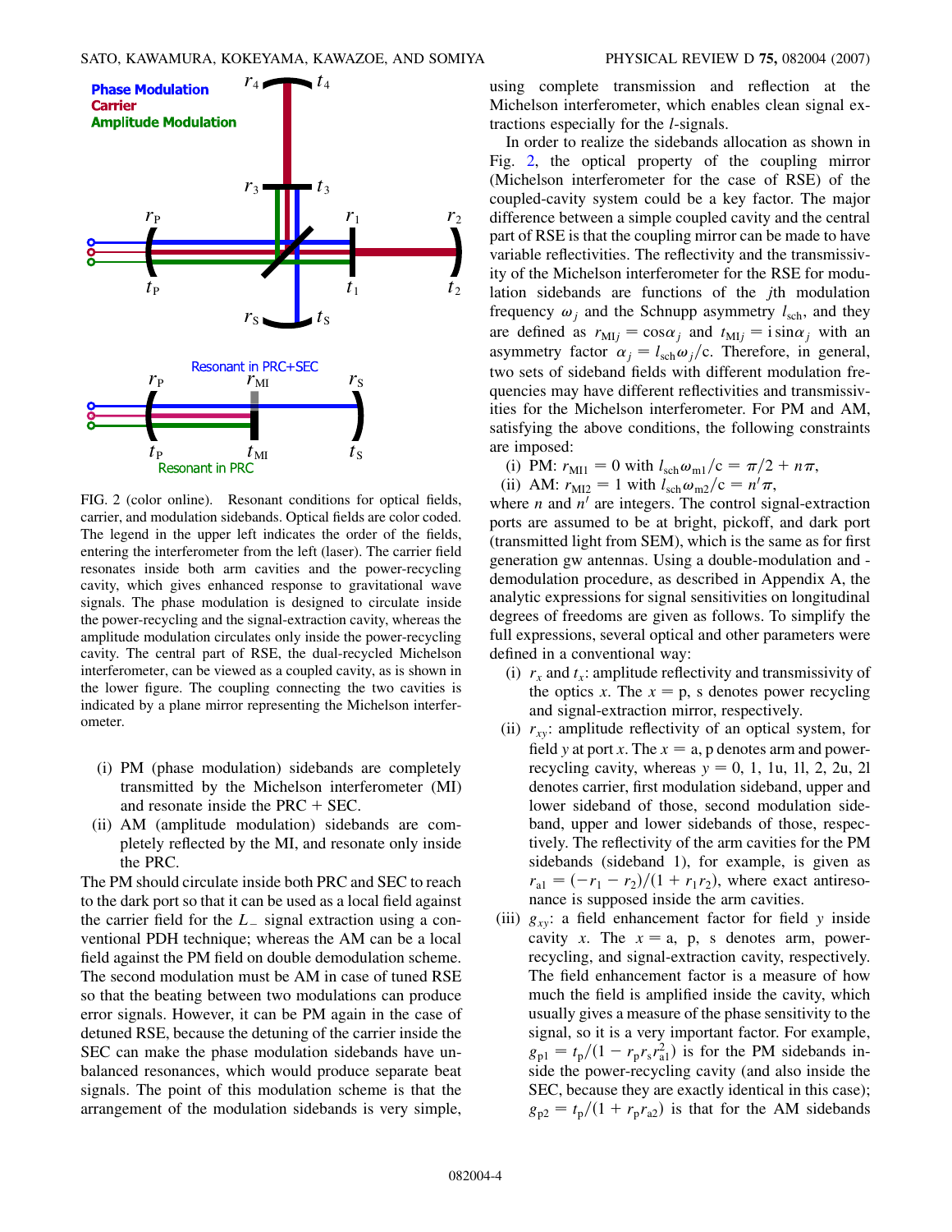Phase Modulation
Carrier
Amplitude Modulation

$r_4$ $t_4$
$r_3$ $t_3$
$r_P$ $r_1$ $r_2$
$t_P$ $t_1$ $t_2$
$r_S$ $t_S$

Resonant in PRC+SEC
$r_P$ $r_{MI}$ $r_S$
$t_P$ $t_{MI}$ $t_S$
Resonant in PRC

FIG. 2 (color online). Resonant conditions for optical fields, carrier, and modulation sidebands. Optical fields are color coded. The legend in the upper left indicates the order of the fields, entering the interferometer from the left (laser). The carrier field resonates inside both arm cavities and the power-recycling cavity, which gives enhanced response to gravitational wave signals. The phase modulation is designed to circulate inside the power-recycling and the signal-extraction cavity, whereas the amplitude modulation circulates only inside the power-recycling cavity. The central part of RSE, the dual-recycled Michelson interferometer, can be viewed as a coupled cavity, as is shown in the lower figure. The coupling connecting the two cavities is indicated by a plane mirror representing the Michelson interferometer.

(i) PM (phase modulation) sidebands are completely transmitted by the Michelson interferometer (MI) and resonate inside the PRC + SEC.

(ii) AM (amplitude modulation) sidebands are completely reflected by the MI, and resonate only inside the PRC.

The PM should circulate inside both PRC and SEC to reach to the dark port so that it can be used as a local field against the carrier field for the $L_-$ signal extraction using a conventional PDH technique; whereas the AM can be a local field against the PM field on double demodulation scheme. The second modulation must be AM in case of tuned RSE so that the beating between two modulations can produce error signals. However, it can be PM again in the case of detuned RSE, because the detuning of the carrier inside the SEC can make the phase modulation sidebands have unbalanced resonances, which would produce separate beat signals. The point of this modulation scheme is that the arrangement of the modulation sidebands is very simple, using complete transmission and reflection at the Michelson interferometer, which enables clean signal extractions especially for the $l$-signals.

In order to realize the sidebands allocation as shown in Fig. 2, the optical property of the coupling mirror (Michelson interferometer for the case of RSE) of the coupled-cavity system could be a key factor. The major difference between a simple coupled cavity and the central part of RSE is that the coupling mirror can be made to have variable reflectivities. The reflectivity and the transmissivity of the Michelson interferometer for the RSE for modulation sidebands are functions of the $j$th modulation frequency $\omega_j$ and the Schnupp asymmetry $l_{sch}$, and they are defined as $r_{MIj} = \cos\alpha_j$ and $t_{MIj} = i\sin\alpha_j$ with an asymmetry factor $\alpha_j = l_{sch}\omega_j/c$. Therefore, in general, two sets of sideband fields with different modulation frequencies may have different reflectivities and transmissivities for the Michelson interferometer. For PM and AM, satisfying the above conditions, the following constraints are imposed:

(i) PM: $r_{MI1} = 0$ with $l_{sch}\omega_{m1}/c = \pi/2 + n\pi$,

(ii) AM: $r_{MI2} = 1$ with $l_{sch}\omega_{m2}/c = n'\pi$,

where $n$ and $n'$ are integers. The control signal-extraction ports are assumed to be at bright, pickoff, and dark port (transmitted light from SEM), which is the same as for first generation gw antennas. Using a double-modulation and -demodulation procedure, as described in Appendix A, the analytic expressions for signal sensitivities on longitudinal degrees of freedoms are given as follows. To simplify the full expressions, several optical and other parameters were defined in a conventional way:

(i) $r_x$ and $t_x$: amplitude reflectivity and transmissivity of the optics $x$. The $x = \mathrm{p}$, s denotes power recycling and signal-extraction mirror, respectively.

(ii) $r_{xy}$: amplitude reflectivity of an optical system, for field $y$ at port $x$. The $x = \mathrm{a}$, p denotes arm and power-recycling cavity, whereas $y = 0$, 1, 1u, 1l, 2, 2u, 2l denotes carrier, first modulation sideband, upper and lower sideband of those, second modulation sideband, upper and lower sidebands of those, respectively. The reflectivity of the arm cavities for the PM sidebands (sideband 1), for example, is given as $r_{a1} = (-r_1 - r_2)/(1 + r_1 r_2)$, where exact antiresonance is supposed inside the arm cavities.

(iii) $g_{xy}$: a field enhancement factor for field $y$ inside cavity $x$. The $x = \mathrm{a}$, p, s denotes arm, power-recycling, and signal-extraction cavity, respectively. The field enhancement factor is a measure of how much the field is amplified inside the cavity, which usually gives a measure of the phase sensitivity to the signal, so it is a very important factor. For example, $g_{p1} = t_p/(1 - r_p r_s r_{a1}^2)$ is for the PM sidebands inside the power-recycling cavity (and also inside the SEC, because they are exactly identical in this case); $g_{p2} = t_p/(1 + r_p r_{a2})$ is that for the AM sidebands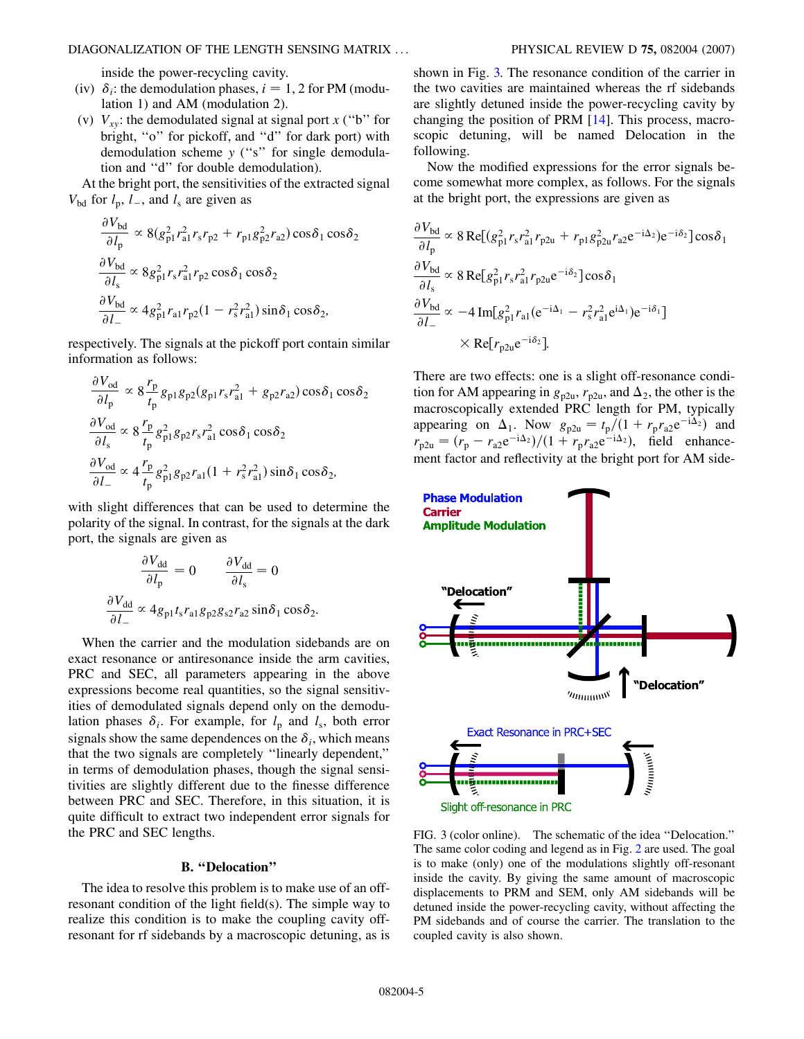inside the power-recycling cavity.

(iv) $\delta_i$: the demodulation phases, $i = 1, 2$ for PM (modulation 1) and AM (modulation 2).

(v) $V_{xy}$: the demodulated signal at signal port $x$ ("b" for bright, "o" for pickoff, and "d" for dark port) with demodulation scheme $y$ ("s" for single demodulation and "d" for double demodulation).

At the bright port, the sensitivities of the extracted signal $V_{\rm bd}$ for $l_{\rm p}$, $l_-$, and $l_{\rm s}$ are given as

$$\frac{\partial V_{\rm bd}}{\partial l_{\rm p}} \propto 8(g_{\rm p1}^2 r_{\rm a1}^2 r_{\rm s} r_{\rm p2} + r_{\rm p1} g_{\rm p2}^2 r_{\rm a2}) \cos\delta_1 \cos\delta_2$$

$$\frac{\partial V_{\rm bd}}{\partial l_{\rm s}} \propto 8 g_{\rm p1}^2 r_{\rm s} r_{\rm a1}^2 r_{\rm p2} \cos\delta_1 \cos\delta_2$$

$$\frac{\partial V_{\rm bd}}{\partial l_-} \propto 4 g_{\rm p1}^2 r_{\rm a1} r_{\rm p2} (1 - r_{\rm s}^2 r_{\rm a1}^2) \sin\delta_1 \cos\delta_2,$$

respectively. The signals at the pickoff port contain similar information as follows:

$$\frac{\partial V_{\rm od}}{\partial l_{\rm p}} \propto 8 \frac{r_{\rm p}}{t_{\rm p}} g_{\rm p1} g_{\rm p2} (g_{\rm p1} r_{\rm s} r_{\rm a1}^2 + g_{\rm p2} r_{\rm a2}) \cos\delta_1 \cos\delta_2$$

$$\frac{\partial V_{\rm od}}{\partial l_{\rm s}} \propto 8 \frac{r_{\rm p}}{t_{\rm p}} g_{\rm p1}^2 g_{\rm p2} r_{\rm s} r_{\rm a1}^2 \cos\delta_1 \cos\delta_2$$

$$\frac{\partial V_{\rm od}}{\partial l_-} \propto 4 \frac{r_{\rm p}}{t_{\rm p}} g_{\rm p1}^2 g_{\rm p2} r_{\rm a1} (1 + r_{\rm s}^2 r_{\rm a1}^2) \sin\delta_1 \cos\delta_2,$$

with slight differences that can be used to determine the polarity of the signal. In contrast, for the signals at the dark port, the signals are given as

$$\frac{\partial V_{\rm dd}}{\partial l_{\rm p}} = 0 \qquad \frac{\partial V_{\rm dd}}{\partial l_{\rm s}} = 0$$

$$\frac{\partial V_{\rm dd}}{\partial l_-} \propto 4 g_{\rm p1} t_{\rm s} r_{\rm a1} g_{\rm p2} g_{\rm s2} r_{\rm a2} \sin\delta_1 \cos\delta_2.$$

When the carrier and the modulation sidebands are on exact resonance or antiresonance inside the arm cavities, PRC and SEC, all parameters appearing in the above expressions become real quantities, so the signal sensitivities of demodulated signals depend only on the demodulation phases $\delta_i$. For example, for $l_{\rm p}$ and $l_{\rm s}$, both error signals show the same dependences on the $\delta_i$, which means that the two signals are completely "linearly dependent," in terms of demodulation phases, though the signal sensitivities are slightly different due to the finesse difference between PRC and SEC. Therefore, in this situation, it is quite difficult to extract two independent error signals for the PRC and SEC lengths.

### B. "Delocation"

The idea to resolve this problem is to make use of an off-resonant condition of the light field(s). The simple way to realize this condition is to make the coupling cavity off-resonant for rf sidebands by a macroscopic detuning, as is shown in Fig. 3. The resonance condition of the carrier in the two cavities are maintained whereas the rf sidebands are slightly detuned inside the power-recycling cavity by changing the position of PRM [14]. This process, macroscopic detuning, will be named Delocation in the following.

Now the modified expressions for the error signals become somewhat more complex, as follows. For the signals at the bright port, the expressions are given as

$$\frac{\partial V_{\rm bd}}{\partial l_{\rm p}} \propto 8\,{\rm Re}[(g_{\rm p1}^2 r_{\rm s} r_{\rm a1}^2 r_{\rm p2u} + r_{\rm p1} g_{\rm p2u}^2 r_{\rm a2} {\rm e}^{-{\rm i}\Delta_2}) {\rm e}^{-{\rm i}\delta_2}] \cos\delta_1$$

$$\frac{\partial V_{\rm bd}}{\partial l_{\rm s}} \propto 8\,{\rm Re}[g_{\rm p1}^2 r_{\rm s} r_{\rm a1}^2 r_{\rm p2u} {\rm e}^{-{\rm i}\delta_2}] \cos\delta_1$$

$$\frac{\partial V_{\rm bd}}{\partial l_-} \propto -4\,{\rm Im}[g_{\rm p1}^2 r_{\rm a1} ({\rm e}^{-{\rm i}\Delta_1} - r_{\rm s}^2 r_{\rm a1}^2 {\rm e}^{{\rm i}\Delta_1}) {\rm e}^{-{\rm i}\delta_1}] \times {\rm Re}[r_{\rm p2u} {\rm e}^{-{\rm i}\delta_2}].$$

There are two effects: one is a slight off-resonance condition for AM appearing in $g_{\rm p2u}$, $r_{\rm p2u}$, and $\Delta_2$, the other is the macroscopically extended PRC length for PM, typically appearing on $\Delta_1$. Now $g_{\rm p2u} = t_{\rm p}/(1 + r_{\rm p} r_{\rm a2} {\rm e}^{-{\rm i}\Delta_2})$ and $r_{\rm p2u} = (r_{\rm p} - r_{\rm a2} {\rm e}^{-{\rm i}\Delta_2})/(1 + r_{\rm p} r_{\rm a2} {\rm e}^{-{\rm i}\Delta_2})$, field enhancement factor and reflectivity at the bright port for AM side-

Phase Modulation
Carrier
Amplitude Modulation
"Delocation"
"Delocation"
Exact Resonance in PRC+SEC
Slight off-resonance in PRC

FIG. 3 (color online). The schematic of the idea "Delocation." The same color coding and legend as in Fig. 2 are used. The goal is to make (only) one of the modulations slightly off-resonant inside the cavity. By giving the same amount of macroscopic displacements to PRM and SEM, only AM sidebands will be detuned inside the power-recycling cavity, without affecting the PM sidebands and of course the carrier. The translation to the coupled cavity is also shown.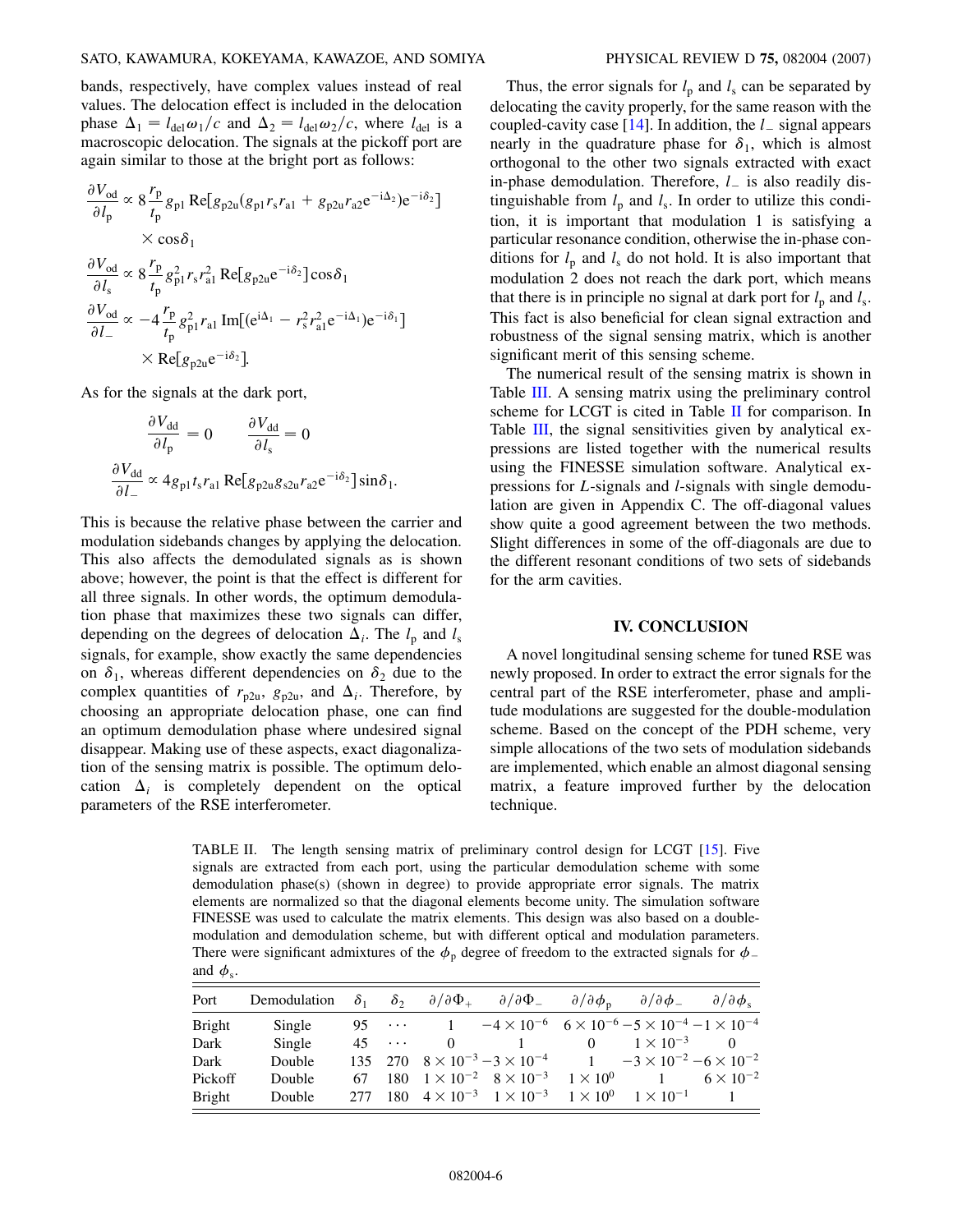bands, respectively, have complex values instead of real values. The delocation effect is included in the delocation phase $\Delta_1 = l_{\rm del}\omega_1/c$ and $\Delta_2 = l_{\rm del}\omega_2/c$, where $l_{\rm del}$ is a macroscopic delocation. The signals at the pickoff port are again similar to those at the bright port as follows:

$$\frac{\partial V_{\rm od}}{\partial l_{\rm p}} \propto 8\frac{r_{\rm p}}{t_{\rm p}} g_{\rm p1} \,{\rm Re}[g_{\rm p2u}(g_{\rm p1}r_{\rm s}r_{\rm a1} + g_{\rm p2u}r_{\rm a2}{\rm e}^{-{\rm i}\Delta_2}){\rm e}^{-{\rm i}\delta_2}] \times \cos\delta_1$$

$$\frac{\partial V_{\rm od}}{\partial l_{\rm s}} \propto 8\frac{r_{\rm p}}{t_{\rm p}} g_{\rm p1}^2 r_{\rm s} r_{\rm a1}^2 \,{\rm Re}[g_{\rm p2u}{\rm e}^{-{\rm i}\delta_2}]\cos\delta_1$$

$$\frac{\partial V_{\rm od}}{\partial l_-} \propto -4\frac{r_{\rm p}}{t_{\rm p}} g_{\rm p1}^2 r_{\rm a1} \,{\rm Im}[({\rm e}^{{\rm i}\Delta_1} - r_{\rm s}^2 r_{\rm a1}^2 {\rm e}^{-{\rm i}\Delta_1}){\rm e}^{-{\rm i}\delta_1}] \times {\rm Re}[g_{\rm p2u}{\rm e}^{-{\rm i}\delta_2}].$$

As for the signals at the dark port,

$$\frac{\partial V_{\rm dd}}{\partial l_{\rm p}} = 0 \qquad \frac{\partial V_{\rm dd}}{\partial l_{\rm s}} = 0$$

$$\frac{\partial V_{\rm dd}}{\partial l_-} \propto 4 g_{\rm p1} t_{\rm s} r_{\rm a1} \,{\rm Re}[g_{\rm p2u} g_{\rm s2u} r_{\rm a2} {\rm e}^{-{\rm i}\delta_2}]\sin\delta_1.$$

This is because the relative phase between the carrier and modulation sidebands changes by applying the delocation. This also affects the demodulated signals as is shown above; however, the point is that the effect is different for all three signals. In other words, the optimum demodulation phase that maximizes these two signals can differ, depending on the degrees of delocation $\Delta_i$. The $l_{\rm p}$ and $l_{\rm s}$ signals, for example, show exactly the same dependencies on $\delta_1$, whereas different dependencies on $\delta_2$ due to the complex quantities of $r_{\rm p2u}$, $g_{\rm p2u}$, and $\Delta_i$. Therefore, by choosing an appropriate delocation phase, one can find an optimum demodulation phase where undesired signal disappear. Making use of these aspects, exact diagonalization of the sensing matrix is possible. The optimum delocation $\Delta_i$ is completely dependent on the optical parameters of the RSE interferometer.

Thus, the error signals for $l_{\rm p}$ and $l_{\rm s}$ can be separated by delocating the cavity properly, for the same reason with the coupled-cavity case [14]. In addition, the $l_-$ signal appears nearly in the quadrature phase for $\delta_1$, which is almost orthogonal to the other two signals extracted with exact in-phase demodulation. Therefore, $l_-$ is also readily distinguishable from $l_{\rm p}$ and $l_{\rm s}$. In order to utilize this condition, it is important that modulation 1 is satisfying a particular resonance condition, otherwise the in-phase conditions for $l_{\rm p}$ and $l_{\rm s}$ do not hold. It is also important that modulation 2 does not reach the dark port, which means that there is in principle no signal at dark port for $l_{\rm p}$ and $l_{\rm s}$. This fact is also beneficial for clean signal extraction and robustness of the signal sensing matrix, which is another significant merit of this sensing scheme.

The numerical result of the sensing matrix is shown in Table III. A sensing matrix using the preliminary control scheme for LCGT is cited in Table II for comparison. In Table III, the signal sensitivities given by analytical expressions are listed together with the numerical results using the FINESSE simulation software. Analytical expressions for $L$-signals and $l$-signals with single demodulation are given in Appendix C. The off-diagonal values show quite a good agreement between the two methods. Slight differences in some of the off-diagonals are due to the different resonant conditions of two sets of sidebands for the arm cavities.

## IV. CONCLUSION

A novel longitudinal sensing scheme for tuned RSE was newly proposed. In order to extract the error signals for the central part of the RSE interferometer, phase and amplitude modulations are suggested for the double-modulation scheme. Based on the concept of the PDH scheme, very simple allocations of the two sets of modulation sidebands are implemented, which enable an almost diagonal sensing matrix, a feature improved further by the delocation technique.

TABLE II. The length sensing matrix of preliminary control design for LCGT [15]. Five signals are extracted from each port, using the particular demodulation scheme with some demodulation phase(s) (shown in degree) to provide appropriate error signals. The matrix elements are normalized so that the diagonal elements become unity. The simulation software FINESSE was used to calculate the matrix elements. This design was also based on a double-modulation and demodulation scheme, but with different optical and modulation parameters. There were significant admixtures of the $\phi_{\rm p}$ degree of freedom to the extracted signals for $\phi_-$ and $\phi_{\rm s}$.

| Port | Demodulation | $\delta_1$ | $\delta_2$ | $\partial/\partial\Phi_+$ | $\partial/\partial\Phi_-$ | $\partial/\partial\phi_{\rm p}$ | $\partial/\partial\phi_-$ | $\partial/\partial\phi_{\rm s}$ |
|---|---|---|---|---|---|---|---|---|
| Bright | Single | 95 | $\cdots$ | 1 | $-4\times10^{-6}$ | $6\times10^{-6}$ | $-5\times10^{-4}$ | $-1\times10^{-4}$ |
| Dark | Single | 45 | $\cdots$ | 0 | 1 | 0 | $1\times10^{-3}$ | 0 |
| Dark | Double | 135 | 270 | $8\times10^{-3}$ | $-3\times10^{-4}$ | 1 | $-3\times10^{-2}$ | $-6\times10^{-2}$ |
| Pickoff | Double | 67 | 180 | $1\times10^{-2}$ | $8\times10^{-3}$ | $1\times10^{0}$ | 1 | $6\times10^{-2}$ |
| Bright | Double | 277 | 180 | $4\times10^{-3}$ | $1\times10^{-3}$ | $1\times10^{0}$ | $1\times10^{-1}$ | 1 |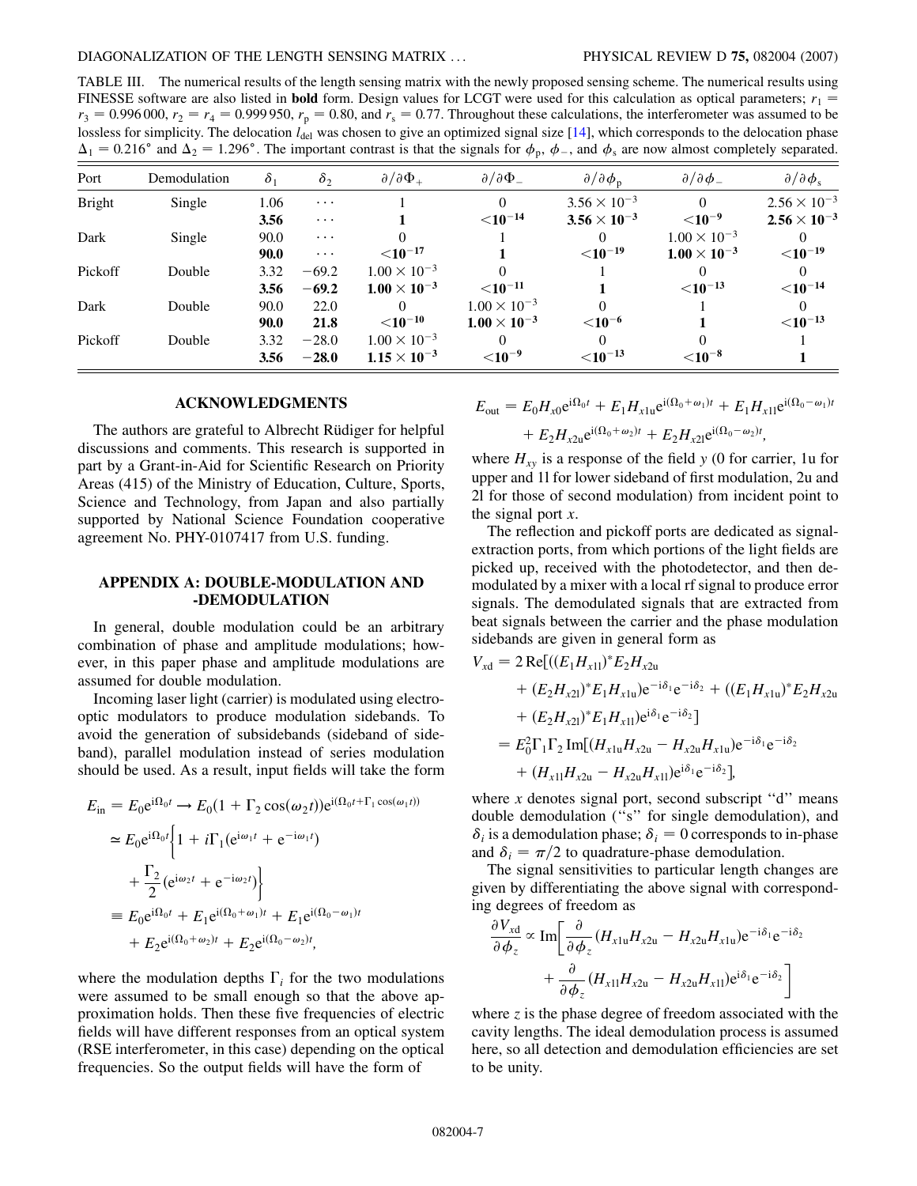TABLE III. The numerical results of the length sensing matrix with the newly proposed sensing scheme. The numerical results using FINESSE software are also listed in **bold** form. Design values for LCGT were used for this calculation as optical parameters; $r_1 = r_3 = 0.996\,000$, $r_2 = r_4 = 0.999\,950$, $r_p = 0.80$, and $r_s = 0.77$. Throughout these calculations, the interferometer was assumed to be lossless for simplicity. The delocation $l_{del}$ was chosen to give an optimized signal size [14], which corresponds to the delocation phase $\Delta_1 = 0.216°$ and $\Delta_2 = 1.296°$. The important contrast is that the signals for $\phi_p$, $\phi_-$, and $\phi_s$ are now almost completely separated.

| Port | Demodulation | $\delta_1$ | $\delta_2$ | $\partial/\partial\Phi_+$ | $\partial/\partial\Phi_-$ | $\partial/\partial\phi_p$ | $\partial/\partial\phi_-$ | $\partial/\partial\phi_s$ |
|---|---|---|---|---|---|---|---|---|
| Bright | Single | 1.06 | ⋯ | 1 | 0 | $3.56\times10^{-3}$ | 0 | $2.56\times10^{-3}$ |
| | | **3.56** | ⋯ | **1** | $\mathbf{<10^{-14}}$ | $\mathbf{3.56\times10^{-3}}$ | $\mathbf{<10^{-9}}$ | $\mathbf{2.56\times10^{-3}}$ |
| Dark | Single | 90.0 | ⋯ | 0 | 1 | 0 | $1.00\times10^{-3}$ | 0 |
| | | **90.0** | ⋯ | $\mathbf{<10^{-17}}$ | **1** | $\mathbf{<10^{-19}}$ | $\mathbf{1.00\times10^{-3}}$ | $\mathbf{<10^{-19}}$ |
| Pickoff | Double | 3.32 | −69.2 | $1.00\times10^{-3}$ | 0 | 1 | 0 | 0 |
| | | **3.56** | **−69.2** | $\mathbf{1.00\times10^{-3}}$ | $\mathbf{<10^{-11}}$ | **1** | $\mathbf{<10^{-13}}$ | $\mathbf{<10^{-14}}$ |
| Dark | Double | 90.0 | 22.0 | 0 | $1.00\times10^{-3}$ | 0 | 1 | 0 |
| | | **90.0** | **21.8** | $\mathbf{<10^{-10}}$ | $\mathbf{1.00\times10^{-3}}$ | $\mathbf{<10^{-6}}$ | **1** | $\mathbf{<10^{-13}}$ |
| Pickoff | Double | 3.32 | −28.0 | $1.00\times10^{-3}$ | 0 | 0 | 0 | 1 |
| | | **3.56** | **−28.0** | $\mathbf{1.15\times10^{-3}}$ | $\mathbf{<10^{-9}}$ | $\mathbf{<10^{-13}}$ | $\mathbf{<10^{-8}}$ | **1** |

## ACKNOWLEDGMENTS

The authors are grateful to Albrecht Rüdiger for helpful discussions and comments. This research is supported in part by a Grant-in-Aid for Scientific Research on Priority Areas (415) of the Ministry of Education, Culture, Sports, Science and Technology, from Japan and also partially supported by National Science Foundation cooperative agreement No. PHY-0107417 from U.S. funding.

## APPENDIX A: DOUBLE-MODULATION AND -DEMODULATION

In general, double modulation could be an arbitrary combination of phase and amplitude modulations; however, in this paper phase and amplitude modulations are assumed for double modulation.

Incoming laser light (carrier) is modulated using electro-optic modulators to produce modulation sidebands. To avoid the generation of subsidebands (sideband of sideband), parallel modulation instead of series modulation should be used. As a result, input fields will take the form

$$\begin{aligned} E_{\rm in} &= E_0 e^{i\Omega_0 t} \to E_0(1+\Gamma_2\cos(\omega_2 t))e^{i(\Omega_0 t + \Gamma_1\cos(\omega_1 t))} \\ &\simeq E_0 e^{i\Omega_0 t}\bigg\{1 + i\Gamma_1(e^{i\omega_1 t} + e^{-i\omega_1 t}) \\ &\quad + \frac{\Gamma_2}{2}(e^{i\omega_2 t} + e^{-i\omega_2 t})\bigg\} \\ &\equiv E_0 e^{i\Omega_0 t} + E_1 e^{i(\Omega_0+\omega_1)t} + E_1 e^{i(\Omega_0-\omega_1)t} \\ &\quad + E_2 e^{i(\Omega_0+\omega_2)t} + E_2 e^{i(\Omega_0-\omega_2)t}, \end{aligned}$$

where the modulation depths $\Gamma_i$ for the two modulations were assumed to be small enough so that the above approximation holds. Then these five frequencies of electric fields will have different responses from an optical system (RSE interferometer, in this case) depending on the optical frequencies. So the output fields will have the form of

$$\begin{aligned} E_{\rm out} &= E_0 H_{x0} e^{i\Omega_0 t} + E_1 H_{x1u} e^{i(\Omega_0+\omega_1)t} + E_1 H_{x1l} e^{i(\Omega_0-\omega_1)t} \\ &\quad + E_2 H_{x2u} e^{i(\Omega_0+\omega_2)t} + E_2 H_{x2l} e^{i(\Omega_0-\omega_2)t}, \end{aligned}$$

where $H_{xy}$ is a response of the field $y$ (0 for carrier, 1u for upper and 1l for lower sideband of first modulation, 2u and 2l for those of second modulation) from incident point to the signal port $x$.

The reflection and pickoff ports are dedicated as signal-extraction ports, from which portions of the light fields are picked up, received with the photodetector, and then demodulated by a mixer with a local rf signal to produce error signals. The demodulated signals that are extracted from beat signals between the carrier and the phase modulation sidebands are given in general form as

$$\begin{aligned} V_{xd} &= 2\,{\rm Re}[((E_1 H_{x1l})^* E_2 H_{x2u} \\ &\quad + (E_2 H_{x2l})^* E_1 H_{x1u}) e^{-i\delta_1} e^{-i\delta_2} + ((E_1 H_{x1u})^* E_2 H_{x2u} \\ &\quad + (E_2 H_{x2l})^* E_1 H_{x1l}) e^{i\delta_1} e^{-i\delta_2}] \\ &= E_0^2 \Gamma_1 \Gamma_2\, {\rm Im}[(H_{x1u} H_{x2u} - H_{x2u} H_{x1u}) e^{-i\delta_1} e^{-i\delta_2} \\ &\quad + (H_{x1l} H_{x2u} - H_{x2u} H_{x1l}) e^{i\delta_1} e^{-i\delta_2}], \end{aligned}$$

where $x$ denotes signal port, second subscript "d" means double demodulation ("s" for single demodulation), and $\delta_i$ is a demodulation phase; $\delta_i = 0$ corresponds to in-phase and $\delta_i = \pi/2$ to quadrature-phase demodulation.

The signal sensitivities to particular length changes are given by differentiating the above signal with corresponding degrees of freedom as

$$\begin{aligned} \frac{\partial V_{xd}}{\partial \phi_z} &\propto {\rm Im}\bigg[\frac{\partial}{\partial \phi_z}(H_{x1u} H_{x2u} - H_{x2u} H_{x1u}) e^{-i\delta_1} e^{-i\delta_2} \\ &\quad + \frac{\partial}{\partial \phi_z}(H_{x1l} H_{x2u} - H_{x2u} H_{x1l}) e^{i\delta_1} e^{-i\delta_2}\bigg] \end{aligned}$$

where $z$ is the phase degree of freedom associated with the cavity lengths. The ideal demodulation process is assumed here, so all detection and demodulation efficiencies are set to be unity.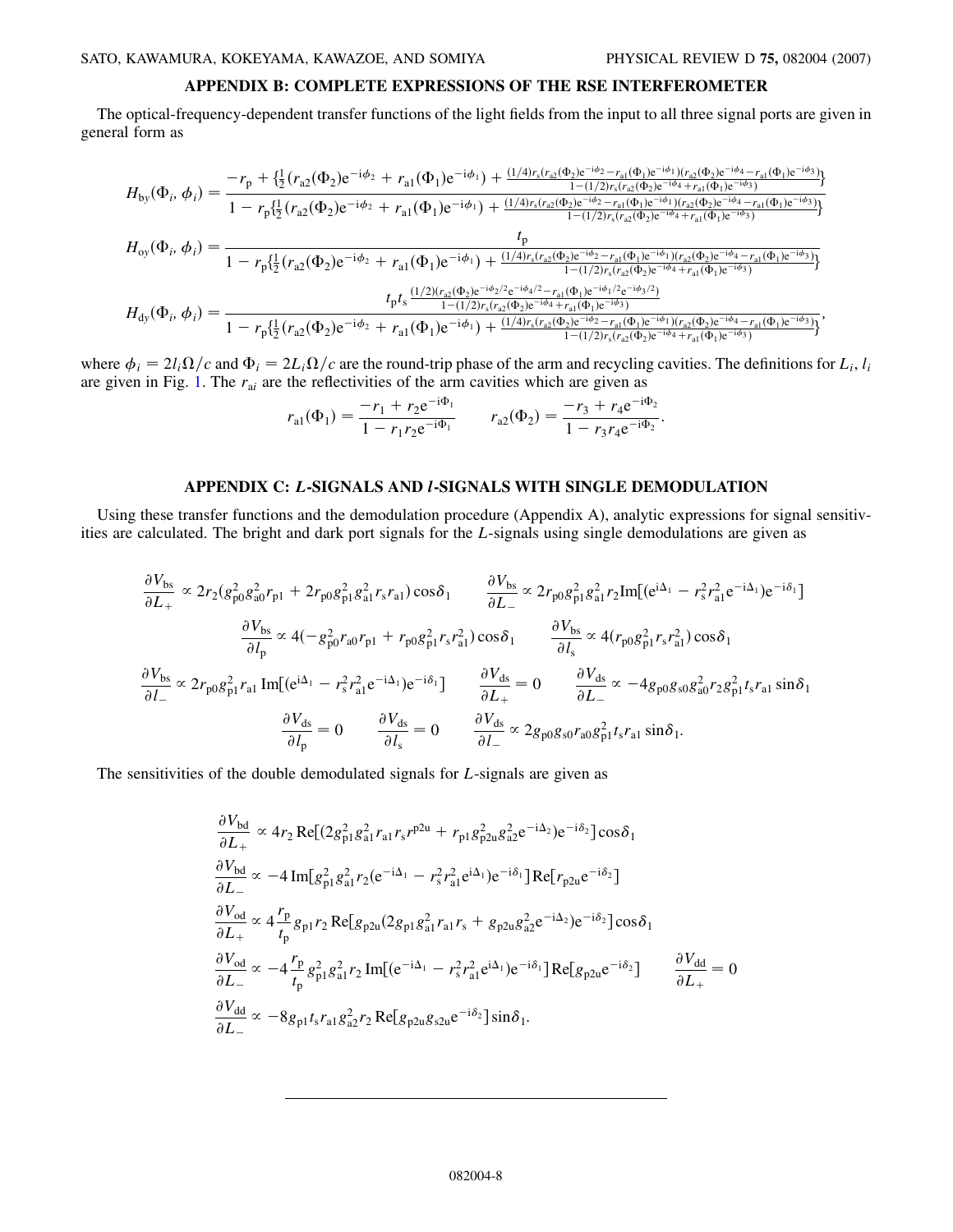## APPENDIX B: COMPLETE EXPRESSIONS OF THE RSE INTERFEROMETER

The optical-frequency-dependent transfer functions of the light fields from the input to all three signal ports are given in general form as

$$H_{\mathrm{by}}(\Phi_i, \phi_i) = \frac{-r_{\mathrm{p}} + \{\frac{1}{2}(r_{\mathrm{a2}}(\Phi_2)\mathrm{e}^{-\mathrm{i}\phi_2} + r_{\mathrm{a1}}(\Phi_1)\mathrm{e}^{-\mathrm{i}\phi_1}) + \frac{(1/4)r_{\mathrm{s}}(r_{\mathrm{a2}}(\Phi_2)\mathrm{e}^{-\mathrm{i}\phi_2} - r_{\mathrm{a1}}(\Phi_1)\mathrm{e}^{-\mathrm{i}\phi_1})(r_{\mathrm{a2}}(\Phi_2)\mathrm{e}^{-\mathrm{i}\phi_4} - r_{\mathrm{a1}}(\Phi_1)\mathrm{e}^{-\mathrm{i}\phi_3})}{1-(1/2)r_{\mathrm{s}}(r_{\mathrm{a2}}(\Phi_2)\mathrm{e}^{-\mathrm{i}\phi_4} + r_{\mathrm{a1}}(\Phi_1)\mathrm{e}^{-\mathrm{i}\phi_3})}\}}{1 - r_{\mathrm{p}}\{\frac{1}{2}(r_{\mathrm{a2}}(\Phi_2)\mathrm{e}^{-\mathrm{i}\phi_2} + r_{\mathrm{a1}}(\Phi_1)\mathrm{e}^{-\mathrm{i}\phi_1}) + \frac{(1/4)r_{\mathrm{s}}(r_{\mathrm{a2}}(\Phi_2)\mathrm{e}^{-\mathrm{i}\phi_2} - r_{\mathrm{a1}}(\Phi_1)\mathrm{e}^{-\mathrm{i}\phi_1})(r_{\mathrm{a2}}(\Phi_2)\mathrm{e}^{-\mathrm{i}\phi_4} - r_{\mathrm{a1}}(\Phi_1)\mathrm{e}^{-\mathrm{i}\phi_3})}{1-(1/2)r_{\mathrm{s}}(r_{\mathrm{a2}}(\Phi_2)\mathrm{e}^{-\mathrm{i}\phi_4} + r_{\mathrm{a1}}(\Phi_1)\mathrm{e}^{-\mathrm{i}\phi_3})}\}}$$

$$H_{\mathrm{oy}}(\Phi_i, \phi_i) = \frac{t_{\mathrm{p}}}{1 - r_{\mathrm{p}}\{\frac{1}{2}(r_{\mathrm{a2}}(\Phi_2)\mathrm{e}^{-\mathrm{i}\phi_2} + r_{\mathrm{a1}}(\Phi_1)\mathrm{e}^{-\mathrm{i}\phi_1}) + \frac{(1/4)r_{\mathrm{s}}(r_{\mathrm{a2}}(\Phi_2)\mathrm{e}^{-\mathrm{i}\phi_2} - r_{\mathrm{a1}}(\Phi_1)\mathrm{e}^{-\mathrm{i}\phi_1})(r_{\mathrm{a2}}(\Phi_2)\mathrm{e}^{-\mathrm{i}\phi_4} - r_{\mathrm{a1}}(\Phi_1)\mathrm{e}^{-\mathrm{i}\phi_3})}{1-(1/2)r_{\mathrm{s}}(r_{\mathrm{a2}}(\Phi_2)\mathrm{e}^{-\mathrm{i}\phi_4} + r_{\mathrm{a1}}(\Phi_1)\mathrm{e}^{-\mathrm{i}\phi_3})}\}}$$

$$H_{\mathrm{dy}}(\Phi_i, \phi_i) = \frac{t_{\mathrm{p}}t_{\mathrm{s}}\frac{(1/2)(r_{\mathrm{a2}}(\Phi_2)\mathrm{e}^{-\mathrm{i}\phi_2/2}\mathrm{e}^{-\mathrm{i}\phi_4/2} - r_{\mathrm{a1}}(\Phi_1)\mathrm{e}^{-\mathrm{i}\phi_1/2}\mathrm{e}^{-\mathrm{i}\phi_3/2})}{1-(1/2)r_{\mathrm{s}}(r_{\mathrm{a2}}(\Phi_2)\mathrm{e}^{-\mathrm{i}\phi_4} + r_{\mathrm{a1}}(\Phi_1)\mathrm{e}^{-\mathrm{i}\phi_3})}}{1 - r_{\mathrm{p}}\{\frac{1}{2}(r_{\mathrm{a2}}(\Phi_2)\mathrm{e}^{-\mathrm{i}\phi_2} + r_{\mathrm{a1}}(\Phi_1)\mathrm{e}^{-\mathrm{i}\phi_1}) + \frac{(1/4)r_{\mathrm{s}}(r_{\mathrm{a2}}(\Phi_2)\mathrm{e}^{-\mathrm{i}\phi_2} - r_{\mathrm{a1}}(\Phi_1)\mathrm{e}^{-\mathrm{i}\phi_1})(r_{\mathrm{a2}}(\Phi_2)\mathrm{e}^{-\mathrm{i}\phi_4} - r_{\mathrm{a1}}(\Phi_1)\mathrm{e}^{-\mathrm{i}\phi_3})}{1-(1/2)r_{\mathrm{s}}(r_{\mathrm{a2}}(\Phi_2)\mathrm{e}^{-\mathrm{i}\phi_4} + r_{\mathrm{a1}}(\Phi_1)\mathrm{e}^{-\mathrm{i}\phi_3})}\}},$$

where $\phi_i = 2l_i\Omega/c$ and $\Phi_i = 2L_i\Omega/c$ are the round-trip phase of the arm and recycling cavities. The definitions for $L_i$, $l_i$ are given in Fig. 1. The $r_{ai}$ are the reflectivities of the arm cavities which are given as

$$r_{\mathrm{a1}}(\Phi_1) = \frac{-r_1 + r_2\mathrm{e}^{-\mathrm{i}\Phi_1}}{1 - r_1r_2\mathrm{e}^{-\mathrm{i}\Phi_1}} \qquad r_{\mathrm{a2}}(\Phi_2) = \frac{-r_3 + r_4\mathrm{e}^{-\mathrm{i}\Phi_2}}{1 - r_3r_4\mathrm{e}^{-\mathrm{i}\Phi_2}}.$$

## APPENDIX C: $L$-SIGNALS AND $l$-SIGNALS WITH SINGLE DEMODULATION

Using these transfer functions and the demodulation procedure (Appendix A), analytic expressions for signal sensitivities are calculated. The bright and dark port signals for the $L$-signals using single demodulations are given as

$$\frac{\partial V_{\mathrm{bs}}}{\partial L_+} \propto 2r_2(g_{\mathrm{p0}}^2g_{\mathrm{a0}}^2r_{\mathrm{p1}} + 2r_{\mathrm{p0}}g_{\mathrm{p1}}^2g_{\mathrm{a1}}^2r_{\mathrm{s}}r_{\mathrm{a1}})\cos\delta_1 \qquad \frac{\partial V_{\mathrm{bs}}}{\partial L_-} \propto 2r_{\mathrm{p0}}g_{\mathrm{p1}}^2g_{\mathrm{a1}}^2r_2\mathrm{Im}[(\mathrm{e}^{\mathrm{i}\Delta_1} - r_{\mathrm{s}}^2r_{\mathrm{a1}}^2\mathrm{e}^{-\mathrm{i}\Delta_1})\mathrm{e}^{-\mathrm{i}\delta_1}]$$

$$\frac{\partial V_{\mathrm{bs}}}{\partial l_{\mathrm{p}}} \propto 4(-g_{\mathrm{p0}}^2r_{\mathrm{a0}}r_{\mathrm{p1}} + r_{\mathrm{p0}}g_{\mathrm{p1}}^2r_{\mathrm{s}}r_{\mathrm{a1}}^2)\cos\delta_1 \qquad \frac{\partial V_{\mathrm{bs}}}{\partial l_{\mathrm{s}}} \propto 4(r_{\mathrm{p0}}g_{\mathrm{p1}}^2r_{\mathrm{s}}r_{\mathrm{a1}}^2)\cos\delta_1$$

$$\frac{\partial V_{\mathrm{bs}}}{\partial l_-} \propto 2r_{\mathrm{p0}}g_{\mathrm{p1}}^2r_{\mathrm{a1}}\,\mathrm{Im}[(\mathrm{e}^{\mathrm{i}\Delta_1} - r_{\mathrm{s}}^2r_{\mathrm{a1}}^2\mathrm{e}^{-\mathrm{i}\Delta_1})\mathrm{e}^{-\mathrm{i}\delta_1}] \qquad \frac{\partial V_{\mathrm{ds}}}{\partial L_+} = 0 \qquad \frac{\partial V_{\mathrm{ds}}}{\partial L_-} \propto -4g_{\mathrm{p0}}g_{\mathrm{s0}}g_{\mathrm{a0}}^2r_2g_{\mathrm{p1}}^2t_{\mathrm{s}}r_{\mathrm{a1}}\sin\delta_1$$

$$\frac{\partial V_{\mathrm{ds}}}{\partial l_{\mathrm{p}}} = 0 \qquad \frac{\partial V_{\mathrm{ds}}}{\partial l_{\mathrm{s}}} = 0 \qquad \frac{\partial V_{\mathrm{ds}}}{\partial l_-} \propto 2g_{\mathrm{p0}}g_{\mathrm{s0}}r_{\mathrm{a0}}g_{\mathrm{p1}}^2t_{\mathrm{s}}r_{\mathrm{a1}}\sin\delta_1.$$

The sensitivities of the double demodulated signals for $L$-signals are given as

$$\frac{\partial V_{\mathrm{bd}}}{\partial L_+} \propto 4r_2\,\mathrm{Re}[(2g_{\mathrm{p1}}^2g_{\mathrm{a1}}^2r_{\mathrm{a1}}r_{\mathrm{s}}r^{\mathrm{p2u}} + r_{\mathrm{p1}}g_{\mathrm{p2u}}^2g_{\mathrm{a2}}^2\mathrm{e}^{-\mathrm{i}\Delta_2})\mathrm{e}^{-\mathrm{i}\delta_2}]\cos\delta_1$$

$$\frac{\partial V_{\mathrm{bd}}}{\partial L_-} \propto -4\,\mathrm{Im}[g_{\mathrm{p1}}^2g_{\mathrm{a1}}^2r_2(\mathrm{e}^{-\mathrm{i}\Delta_1} - r_{\mathrm{s}}^2r_{\mathrm{a1}}^2\mathrm{e}^{\mathrm{i}\Delta_1})\mathrm{e}^{-\mathrm{i}\delta_1}]\,\mathrm{Re}[r_{\mathrm{p2u}}\mathrm{e}^{-\mathrm{i}\delta_2}]$$

$$\frac{\partial V_{\mathrm{od}}}{\partial L_+} \propto 4\frac{r_{\mathrm{p}}}{t_{\mathrm{p}}}g_{\mathrm{p1}}r_2\,\mathrm{Re}[g_{\mathrm{p2u}}(2g_{\mathrm{p1}}g_{\mathrm{a1}}^2r_{\mathrm{a1}}r_{\mathrm{s}} + g_{\mathrm{p2u}}g_{\mathrm{a2}}^2\mathrm{e}^{-\mathrm{i}\Delta_2})\mathrm{e}^{-\mathrm{i}\delta_2}]\cos\delta_1$$

$$\frac{\partial V_{\mathrm{od}}}{\partial L_-} \propto -4\frac{r_{\mathrm{p}}}{t_{\mathrm{p}}}g_{\mathrm{p1}}^2g_{\mathrm{a1}}^2r_2\,\mathrm{Im}[(\mathrm{e}^{-\mathrm{i}\Delta_1} - r_{\mathrm{s}}^2r_{\mathrm{a1}}^2\mathrm{e}^{\mathrm{i}\Delta_1})\mathrm{e}^{-\mathrm{i}\delta_1}]\,\mathrm{Re}[g_{\mathrm{p2u}}\mathrm{e}^{-\mathrm{i}\delta_2}] \qquad \frac{\partial V_{\mathrm{dd}}}{\partial L_+} = 0$$

$$\frac{\partial V_{\mathrm{dd}}}{\partial L_-} \propto -8g_{\mathrm{p1}}t_{\mathrm{s}}r_{\mathrm{a1}}g_{\mathrm{a2}}^2r_2\,\mathrm{Re}[g_{\mathrm{p2u}}g_{\mathrm{s2u}}\mathrm{e}^{-\mathrm{i}\delta_2}]\sin\delta_1.$$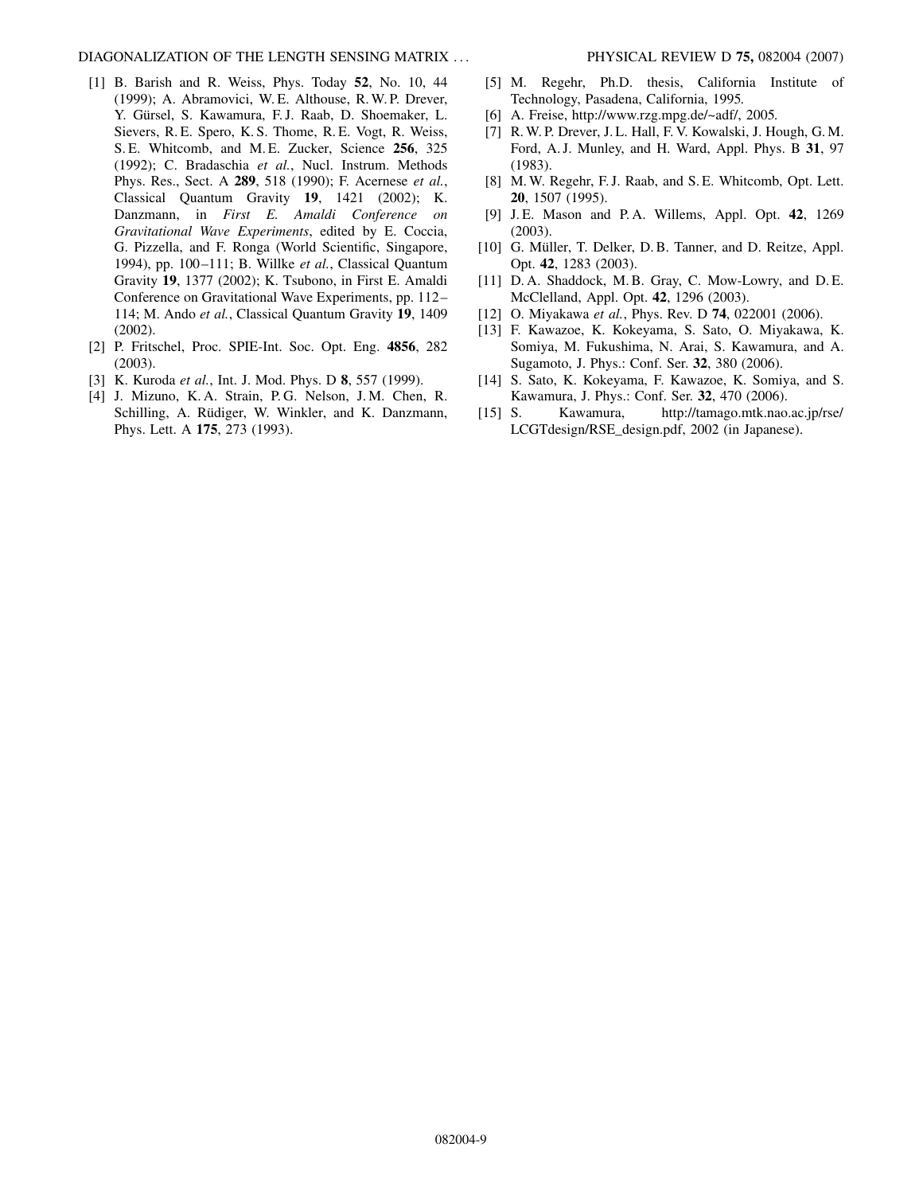[1] B. Barish and R. Weiss, Phys. Today **52**, No. 10, 44 (1999); A. Abramovici, W. E. Althouse, R. W. P. Drever, Y. Gürsel, S. Kawamura, F. J. Raab, D. Shoemaker, L. Sievers, R. E. Spero, K. S. Thome, R. E. Vogt, R. Weiss, S. E. Whitcomb, and M. E. Zucker, Science **256**, 325 (1992); C. Bradaschia *et al.*, Nucl. Instrum. Methods Phys. Res., Sect. A **289**, 518 (1990); F. Acernese *et al.*, Classical Quantum Gravity **19**, 1421 (2002); K. Danzmann, in *First E. Amaldi Conference on Gravitational Wave Experiments*, edited by E. Coccia, G. Pizzella, and F. Ronga (World Scientific, Singapore, 1994), pp. 100–111; B. Willke *et al.*, Classical Quantum Gravity **19**, 1377 (2002); K. Tsubono, in First E. Amaldi Conference on Gravitational Wave Experiments, pp. 112–114; M. Ando *et al.*, Classical Quantum Gravity **19**, 1409 (2002).

[2] P. Fritschel, Proc. SPIE-Int. Soc. Opt. Eng. **4856**, 282 (2003).

[3] K. Kuroda *et al.*, Int. J. Mod. Phys. D **8**, 557 (1999).

[4] J. Mizuno, K. A. Strain, P. G. Nelson, J. M. Chen, R. Schilling, A. Rüdiger, W. Winkler, and K. Danzmann, Phys. Lett. A **175**, 273 (1993).

[5] M. Regehr, Ph.D. thesis, California Institute of Technology, Pasadena, California, 1995.

[6] A. Freise, http://www.rzg.mpg.de/~adf/, 2005.

[7] R. W. P. Drever, J. L. Hall, F. V. Kowalski, J. Hough, G. M. Ford, A. J. Munley, and H. Ward, Appl. Phys. B **31**, 97 (1983).

[8] M. W. Regehr, F. J. Raab, and S. E. Whitcomb, Opt. Lett. **20**, 1507 (1995).

[9] J. E. Mason and P. A. Willems, Appl. Opt. **42**, 1269 (2003).

[10] G. Müller, T. Delker, D. B. Tanner, and D. Reitze, Appl. Opt. **42**, 1283 (2003).

[11] D. A. Shaddock, M. B. Gray, C. Mow-Lowry, and D. E. McClelland, Appl. Opt. **42**, 1296 (2003).

[12] O. Miyakawa *et al.*, Phys. Rev. D **74**, 022001 (2006).

[13] F. Kawazoe, K. Kokeyama, S. Sato, O. Miyakawa, K. Somiya, M. Fukushima, N. Arai, S. Kawamura, and A. Sugamoto, J. Phys.: Conf. Ser. **32**, 380 (2006).

[14] S. Sato, K. Kokeyama, F. Kawazoe, K. Somiya, and S. Kawamura, J. Phys.: Conf. Ser. **32**, 470 (2006).

[15] S. Kawamura, http://tamago.mtk.nao.ac.jp/rse/LCGTdesign/RSE_design.pdf, 2002 (in Japanese).